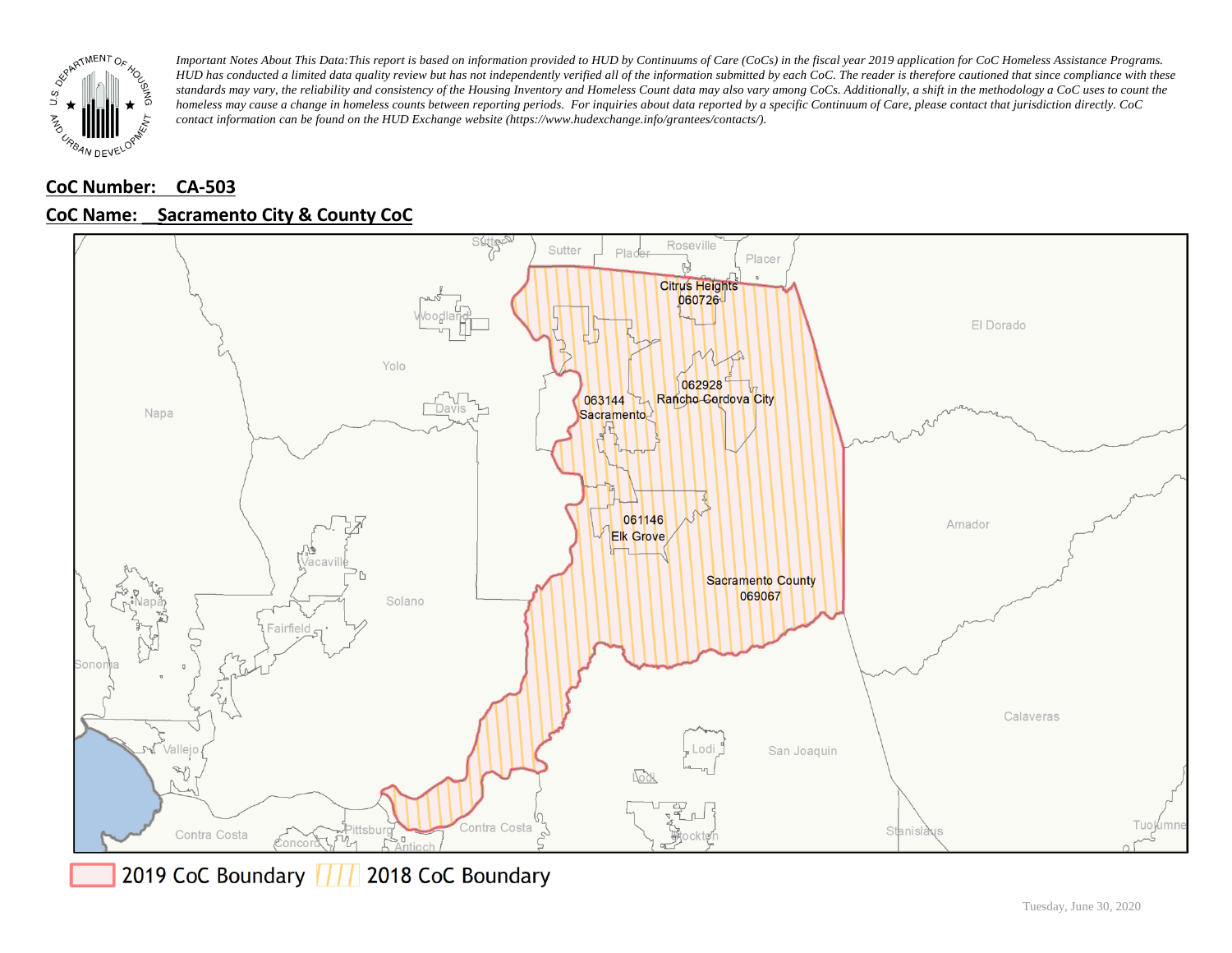*Important Notes About This Data: This report is based on information provided to HUD by Continuums of Care (CoCs) in the fiscal year 2019 application for CoC Homeless Assistance Programs. HUD has conducted a limited data quality review but has not independently verified all of the information submitted by each CoC. The reader is therefore cautioned that since compliance with these standards may vary, the reliability and consistency of the Housing Inventory and Homeless Count data may also vary among CoCs. Additionally, a shift in the methodology a CoC uses to count the homeless may cause a change in homeless counts between reporting periods. For inquiries about data reported by a specific Continuum of Care, please contact that jurisdiction directly. CoC contact information can be found on the HUD Exchange website (https://www.hudexchange.info/grantees/contacts/).*

**CoC Number: CA-503**

**CoC Name: Sacramento City & County CoC**

Citrus Heights 060726

062928 Rancho Cordova City

063144 Sacramento

061146 Elk Grove

Sacramento County 069067

2019 CoC Boundary | 2018 CoC Boundary

Tuesday, June 30, 2020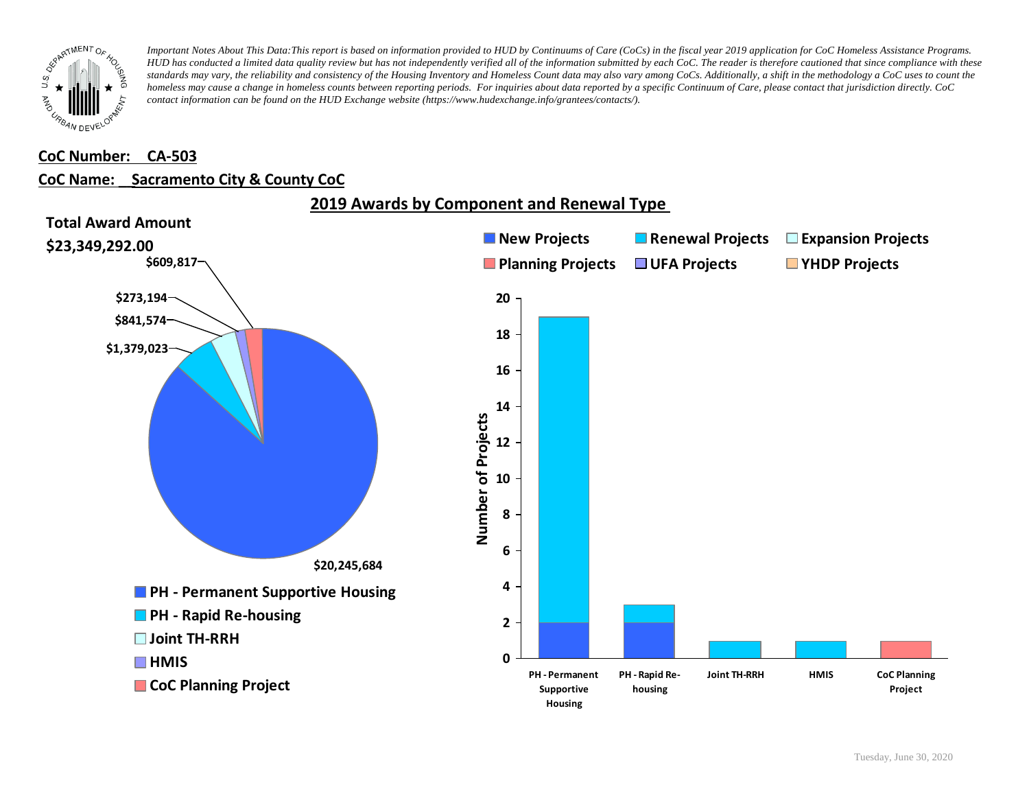*Important Notes About This Data: This report is based on information provided to HUD by Continuums of Care (CoCs) in the fiscal year 2019 application for CoC Homeless Assistance Programs. HUD has conducted a limited data quality review but has not independently verified all of the information submitted by each CoC. The reader is therefore cautioned that since compliance with these standards may vary, the reliability and consistency of the Housing Inventory and Homeless Count data may also vary among CoCs. Additionally, a shift in the methodology a CoC uses to count the homeless may cause a change in homeless counts between reporting periods. For inquiries about data reported by a specific Continuum of Care, please contact that jurisdiction directly. CoC contact information can be found on the HUD Exchange website (https://www.hudexchange.info/grantees/contacts/).*

**CoC Number: CA-503**

**CoC Name: Sacramento City & County CoC**

## 2019 Awards by Component and Renewal Type

**Total Award Amount**

**$23,349,292.00**

| Component | Award Amount |
|---|---|
| PH - Permanent Supportive Housing | $20,245,684 |
| PH - Rapid Re-housing | $1,379,023 |
| Joint TH-RRH | $841,574 |
| HMIS | $273,194 |
| CoC Planning Project | $609,817 |

Number of Projects

| Component | New Projects | Renewal Projects | Expansion Projects | Planning Projects | UFA Projects | YHDP Projects |
|---|---|---|---|---|---|---|
| PH - Permanent Supportive Housing | 2 | 17 | | | | |
| PH - Rapid Re-housing | 2 | 1 | | | | |
| Joint TH-RRH | | 1 | | | | |
| HMIS | | 1 | | | | |
| CoC Planning Project | | | | 1 | | |

Tuesday, June 30, 2020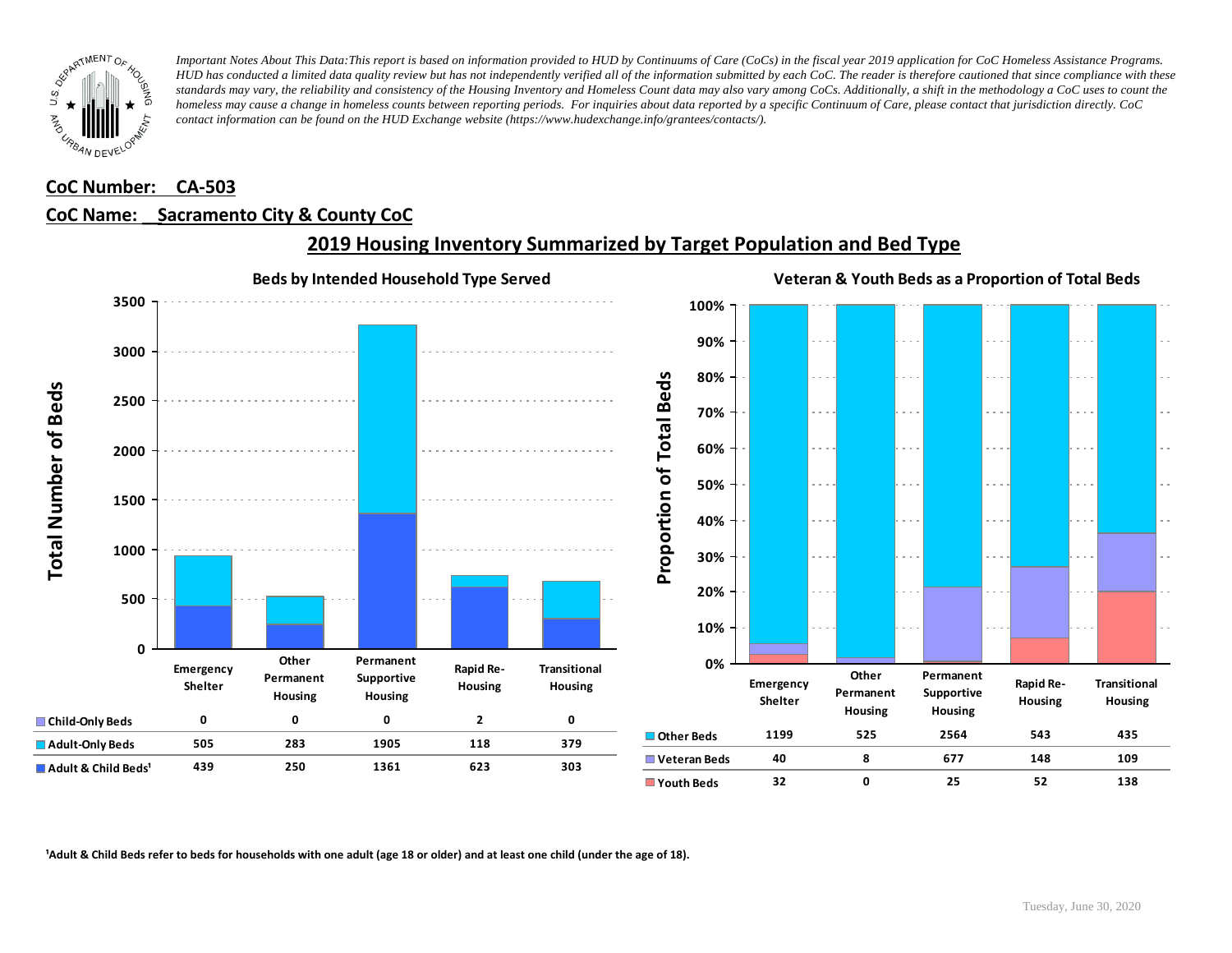*Important Notes About This Data: This report is based on information provided to HUD by Continuums of Care (CoCs) in the fiscal year 2019 application for CoC Homeless Assistance Programs. HUD has conducted a limited data quality review but has not independently verified all of the information submitted by each CoC. The reader is therefore cautioned that since compliance with these standards may vary, the reliability and consistency of the Housing Inventory and Homeless Count data may also vary among CoCs. Additionally, a shift in the methodology a CoC uses to count the homeless may cause a change in homeless counts between reporting periods. For inquiries about data reported by a specific Continuum of Care, please contact that jurisdiction directly. CoC contact information can be found on the HUD Exchange website (https://www.hudexchange.info/grantees/contacts/).*

**CoC Number: CA-503**

**CoC Name: Sacramento City & County CoC**

## 2019 Housing Inventory Summarized by Target Population and Bed Type

### Beds by Intended Household Type Served

| | Emergency Shelter | Other Permanent Housing | Permanent Supportive Housing | Rapid Re-Housing | Transitional Housing |
|---|---|---|---|---|---|
| Child-Only Beds | 0 | 0 | 0 | 2 | 0 |
| Adult-Only Beds | 505 | 283 | 1905 | 118 | 379 |
| Adult & Child Beds[1] | 439 | 250 | 1361 | 623 | 303 |

### Veteran & Youth Beds as a Proportion of Total Beds

| | Emergency Shelter | Other Permanent Housing | Permanent Supportive Housing | Rapid Re-Housing | Transitional Housing |
|---|---|---|---|---|---|
| Other Beds | 1199 | 525 | 2564 | 543 | 435 |
| Veteran Beds | 40 | 8 | 677 | 148 | 109 |
| Youth Beds | 32 | 0 | 25 | 52 | 138 |

[1]Adult & Child Beds refer to beds for households with one adult (age 18 or older) and at least one child (under the age of 18).

Tuesday, June 30, 2020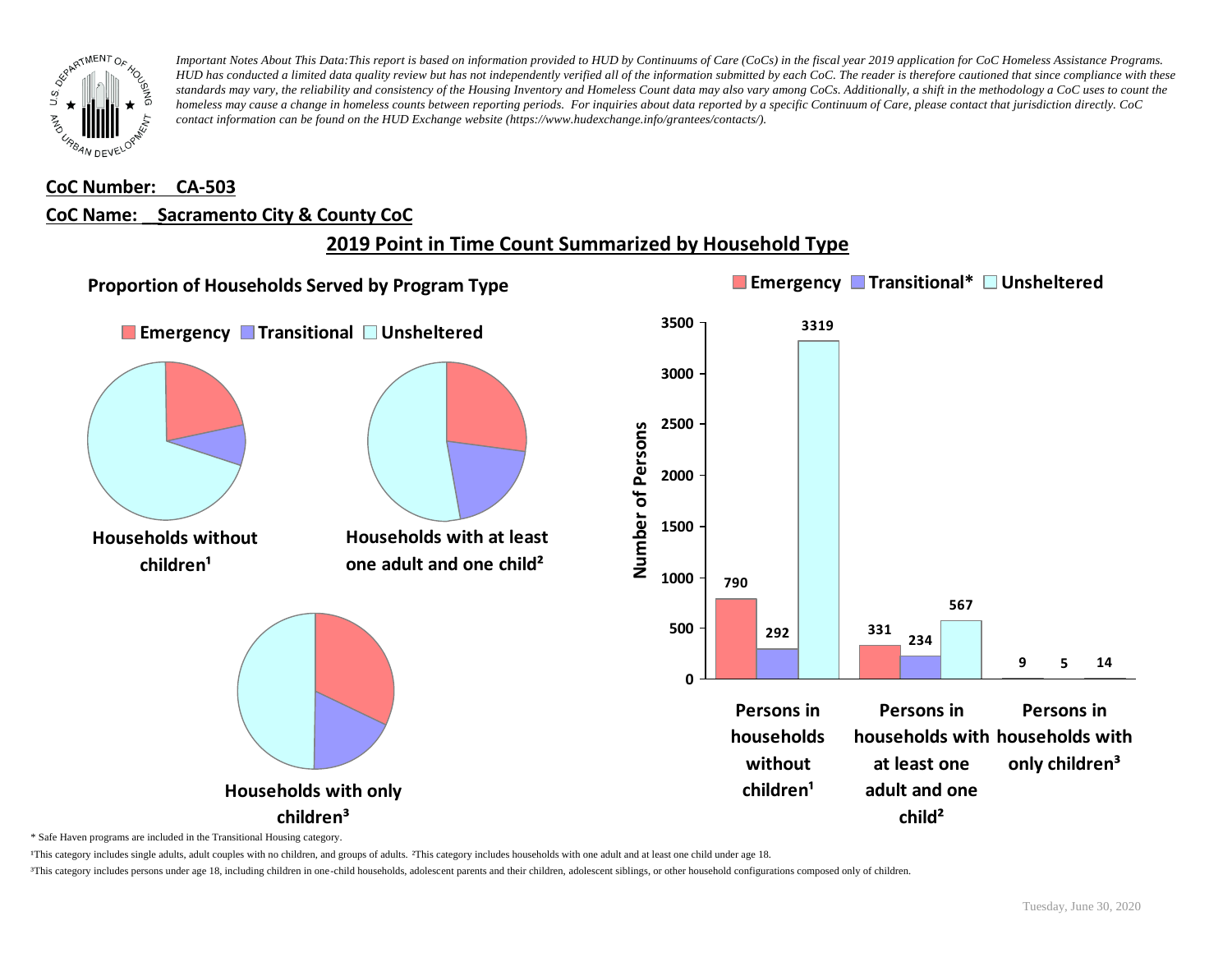*Important Notes About This Data:This report is based on information provided to HUD by Continuums of Care (CoCs) in the fiscal year 2019 application for CoC Homeless Assistance Programs. HUD has conducted a limited data quality review but has not independently verified all of the information submitted by each CoC. The reader is therefore cautioned that since compliance with these standards may vary, the reliability and consistency of the Housing Inventory and Homeless Count data may also vary among CoCs. Additionally, a shift in the methodology a CoC uses to count the homeless may cause a change in homeless counts between reporting periods. For inquiries about data reported by a specific Continuum of Care, please contact that jurisdiction directly. CoC contact information can be found on the HUD Exchange website (https://www.hudexchange.info/grantees/contacts/).*

**CoC Number: CA-503**

**CoC Name: Sacramento City & County CoC**

## 2019 Point in Time Count Summarized by Household Type

### Proportion of Households Served by Program Type

Emergency | Transitional | Unsheltered

**Households without children¹**

**Households with at least one adult and one child²**

**Households with only children³**

Emergency | Transitional* | Unsheltered

| | Emergency | Transitional* | Unsheltered |
|---|---|---|---|
| Persons in households without children¹ | 790 | 292 | 3319 |
| Persons in households with at least one adult and one child² | 331 | 234 | 567 |
| Persons in households with only children³ | 9 | 5 | 14 |

\* Safe Haven programs are included in the Transitional Housing category.

¹This category includes single adults, adult couples with no children, and groups of adults. ²This category includes households with one adult and at least one child under age 18.

³This category includes persons under age 18, including children in one-child households, adolescent parents and their children, adolescent siblings, or other household configurations composed only of children.

Tuesday, June 30, 2020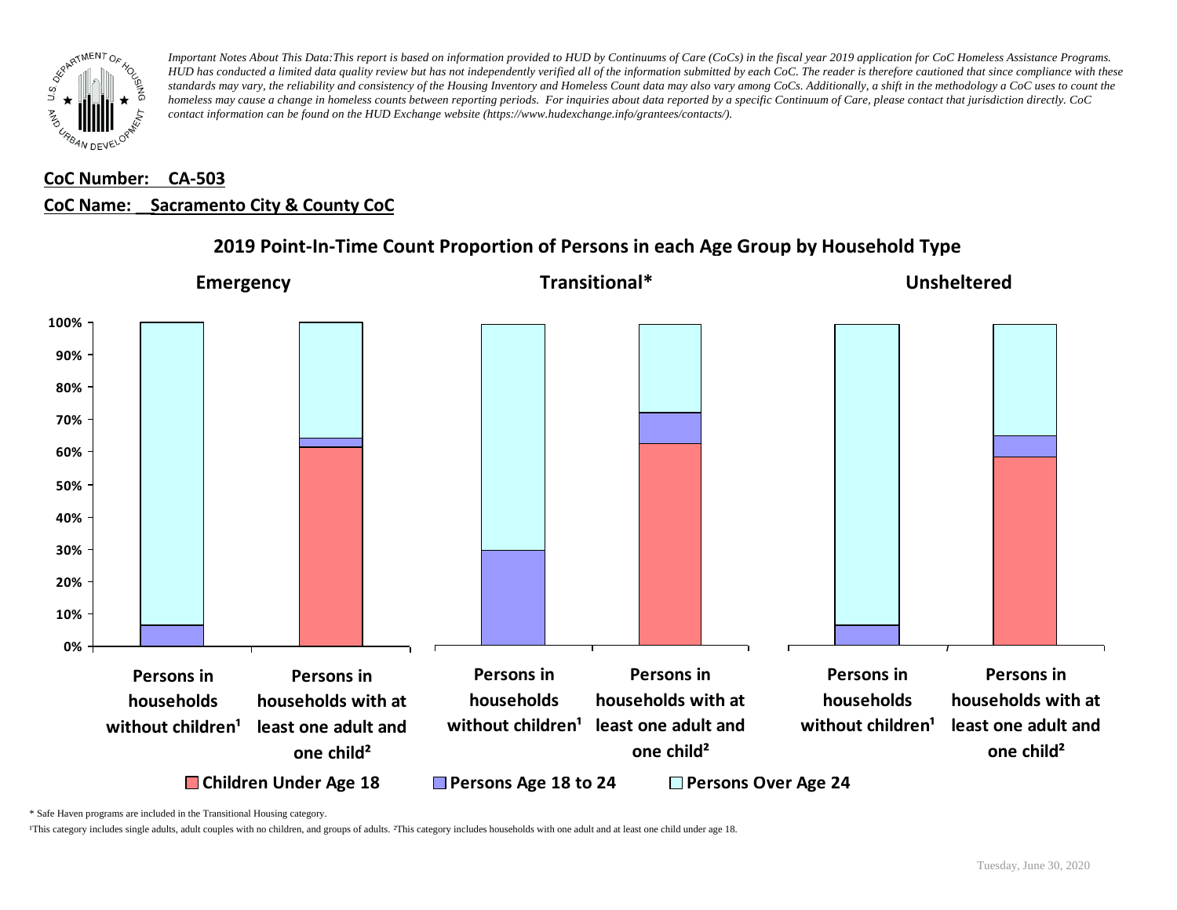*Important Notes About This Data:This report is based on information provided to HUD by Continuums of Care (CoCs) in the fiscal year 2019 application for CoC Homeless Assistance Programs. HUD has conducted a limited data quality review but has not independently verified all of the information submitted by each CoC. The reader is therefore cautioned that since compliance with these standards may vary, the reliability and consistency of the Housing Inventory and Homeless Count data may also vary among CoCs. Additionally, a shift in the methodology a CoC uses to count the homeless may cause a change in homeless counts between reporting periods. For inquiries about data reported by a specific Continuum of Care, please contact that jurisdiction directly. CoC contact information can be found on the HUD Exchange website (https://www.hudexchange.info/grantees/contacts/).*

**CoC Number: CA-503**

**CoC Name: Sacramento City & County CoC**

## 2019 Point-In-Time Count Proportion of Persons in each Age Group by Household Type

**Emergency** | **Transitional*** | **Unsheltered**

100% | 90% | 80% | 70% | 60% | 50% | 40% | 30% | 20% | 10% | 0%

**Persons in households without children¹** | **Persons in households with at least one adult and one child²**

**Persons in households without children¹** | **Persons in households with at least one adult and one child²**

**Persons in households without children¹** | **Persons in households with at least one adult and one child²**

Children Under Age 18 | Persons Age 18 to 24 | Persons Over Age 24

\* Safe Haven programs are included in the Transitional Housing category.

¹This category includes single adults, adult couples with no children, and groups of adults. ²This category includes households with one adult and at least one child under age 18.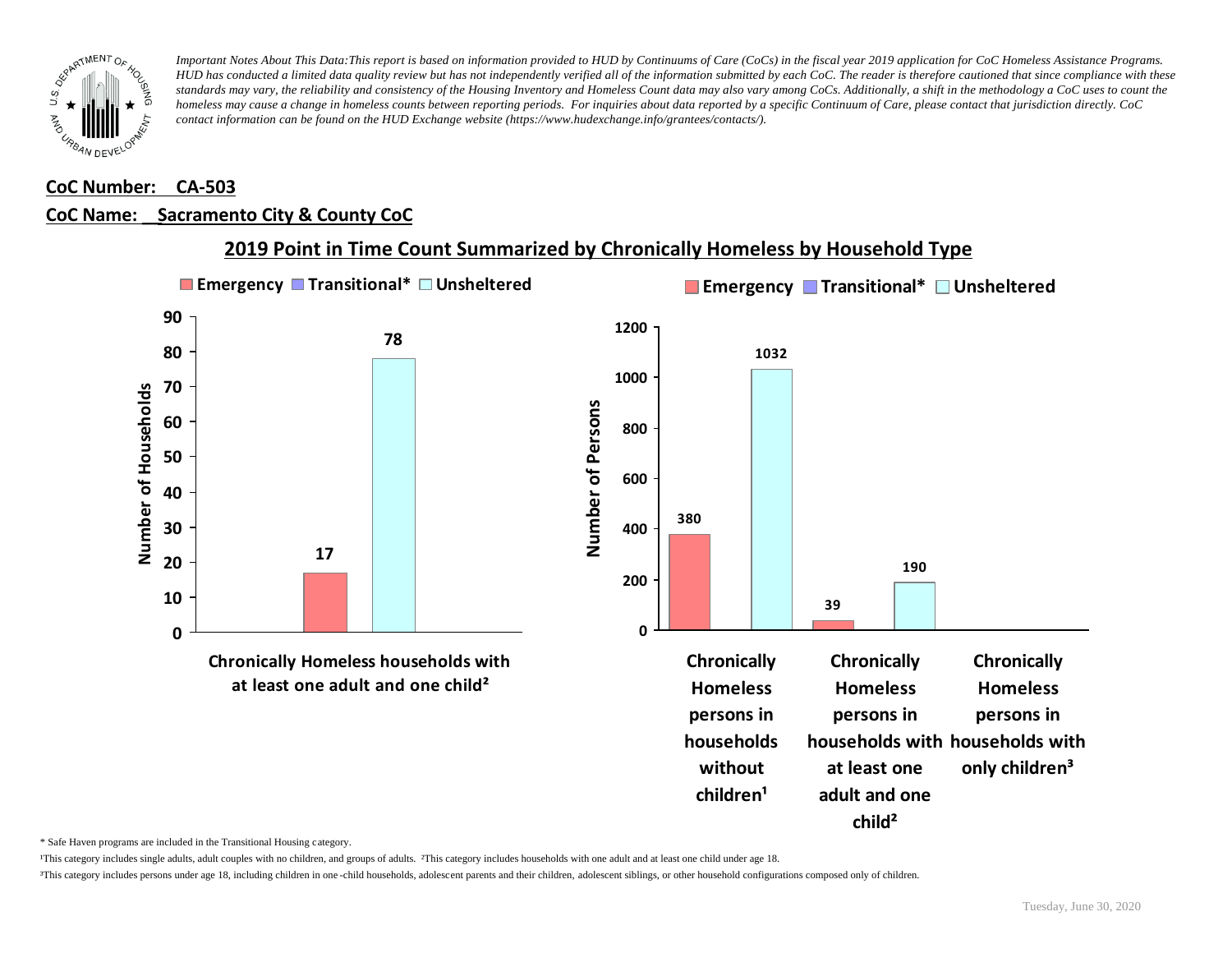*Important Notes About This Data:This report is based on information provided to HUD by Continuums of Care (CoCs) in the fiscal year 2019 application for CoC Homeless Assistance Programs. HUD has conducted a limited data quality review but has not independently verified all of the information submitted by each CoC. The reader is therefore cautioned that since compliance with these standards may vary, the reliability and consistency of the Housing Inventory and Homeless Count data may also vary among CoCs. Additionally, a shift in the methodology a CoC uses to count the homeless may cause a change in homeless counts between reporting periods. For inquiries about data reported by a specific Continuum of Care, please contact that jurisdiction directly. CoC contact information can be found on the HUD Exchange website (https://www.hudexchange.info/grantees/contacts/).*

**CoC Number: CA-503**

**CoC Name: Sacramento City & County CoC**

## 2019 Point in Time Count Summarized by Chronically Homeless by Household Type

**Number of Households**

| | Emergency | Transitional* | Unsheltered |
|---|---|---|---|
| Chronically Homeless households with at least one adult and one child² | 17 | | 78 |

**Number of Persons**

| | Emergency | Transitional* | Unsheltered |
|---|---|---|---|
| Chronically Homeless persons in households without children¹ | 380 | | 1032 |
| Chronically Homeless persons in households with at least one adult and one child² | 39 | | 190 |
| Chronically Homeless persons in households with only children³ | | | |

\* Safe Haven programs are included in the Transitional Housing category.

¹This category includes single adults, adult couples with no children, and groups of adults. ²This category includes households with one adult and at least one child under age 18.

³This category includes persons under age 18, including children in one-child households, adolescent parents and their children, adolescent siblings, or other household configurations composed only of children.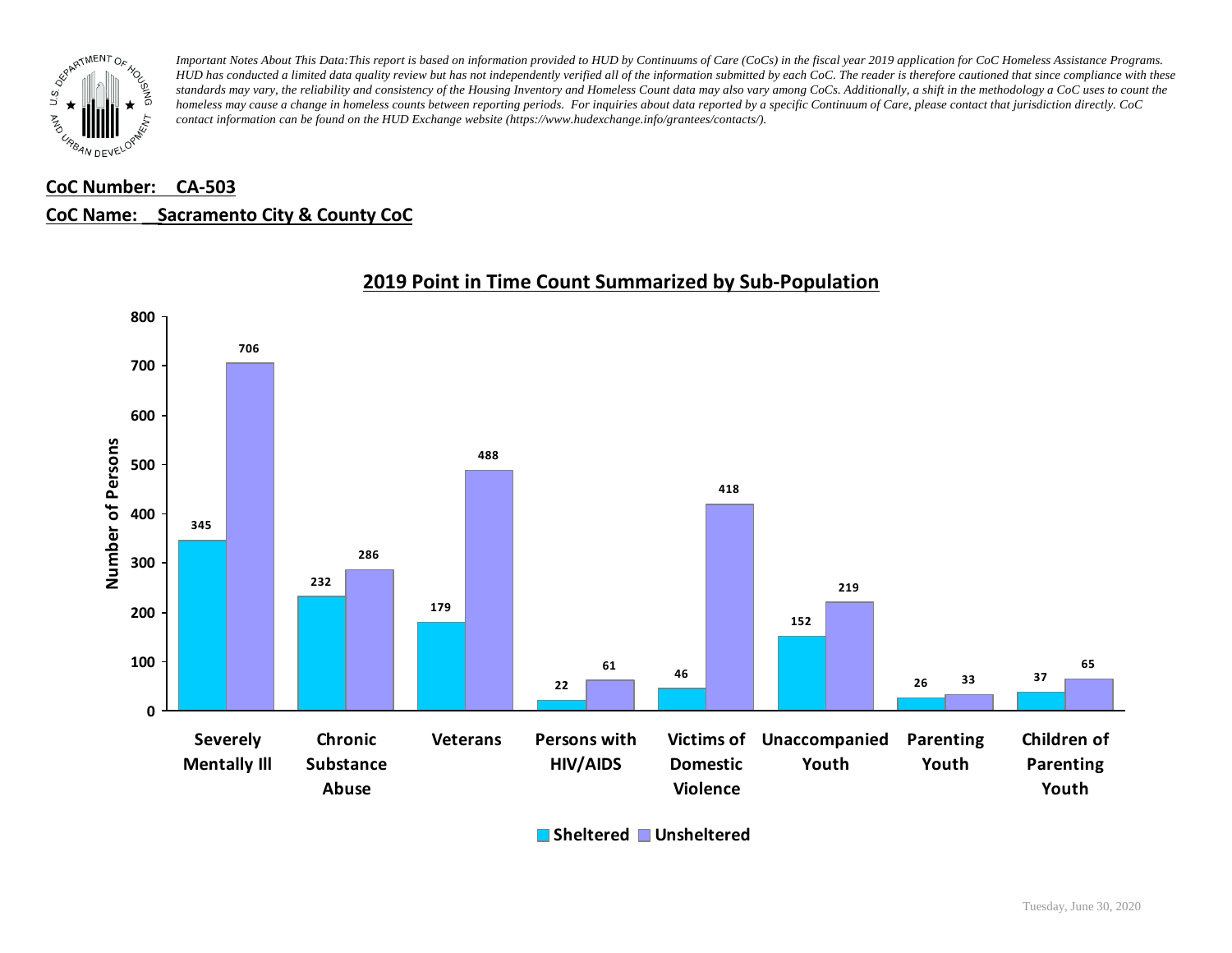*Important Notes About This Data:This report is based on information provided to HUD by Continuums of Care (CoCs) in the fiscal year 2019 application for CoC Homeless Assistance Programs. HUD has conducted a limited data quality review but has not independently verified all of the information submitted by each CoC. The reader is therefore cautioned that since compliance with these standards may vary, the reliability and consistency of the Housing Inventory and Homeless Count data may also vary among CoCs. Additionally, a shift in the methodology a CoC uses to count the homeless may cause a change in homeless counts between reporting periods. For inquiries about data reported by a specific Continuum of Care, please contact that jurisdiction directly. CoC contact information can be found on the HUD Exchange website (https://www.hudexchange.info/grantees/contacts/).*

**CoC Number: CA-503**

**CoC Name: Sacramento City & County CoC**

## 2019 Point in Time Count Summarized by Sub-Population

Number of Persons

0
100
200
300
400
500
600
700
800

Severely Mentally Ill: 345, 706
Chronic Substance Abuse: 232, 286
Veterans: 179, 488
Persons with HIV/AIDS: 22, 61
Victims of Domestic Violence: 46, 418
Unaccompanied Youth: 152, 219
Parenting Youth: 26, 33
Children of Parenting Youth: 37, 65

Sheltered
Unsheltered

Tuesday, June 30, 2020